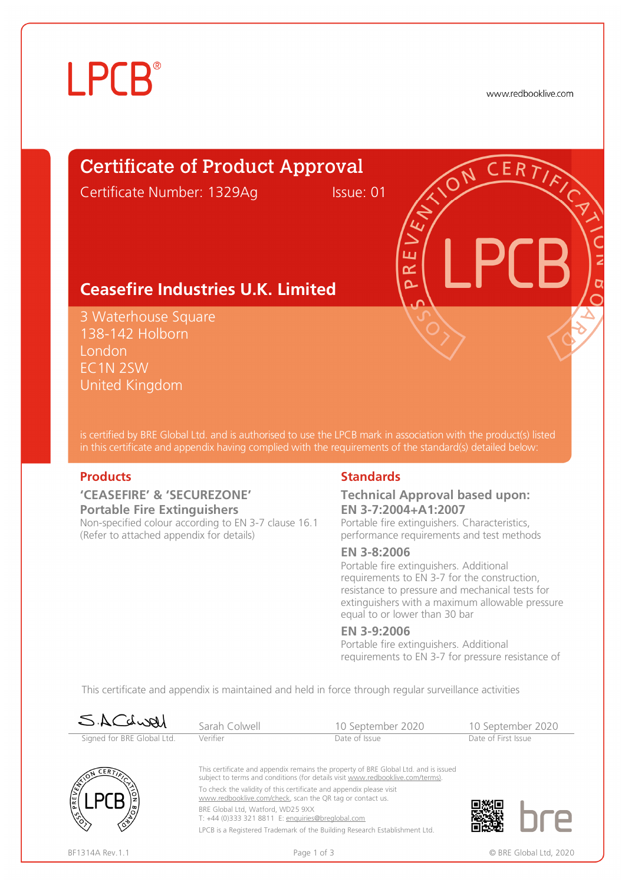LPCB®

www.redbooklive.com

# Certificate of Product Approval

Certificate Number: 1329Ag Issue: 01

## Ceasefire Industries U.K. Limited

3 Waterhouse Square
138-142 Holborn
London
EC1N 2SW
United Kingdom

is certified by BRE Global Ltd. and is authorised to use the LPCB mark in association with the product(s) listed in this certificate and appendix having complied with the requirements of the standard(s) detailed below:

### Products

**'CEASEFIRE' & 'SECUREZONE' Portable Fire Extinguishers**

Non-specified colour according to EN 3-7 clause 16.1
(Refer to attached appendix for details)

### Standards

**Technical Approval based upon:**

**EN 3-7:2004+A1:2007**
Portable fire extinguishers. Characteristics, performance requirements and test methods

**EN 3-8:2006**
Portable fire extinguishers. Additional requirements to EN 3-7 for the construction, resistance to pressure and mechanical tests for extinguishers with a maximum allowable pressure equal to or lower than 30 bar

**EN 3-9:2006**
Portable fire extinguishers. Additional requirements to EN 3-7 for pressure resistance of

This certificate and appendix is maintained and held in force through regular surveillance activities

| S.A.Colwell | Sarah Colwell | 10 September 2020 | 10 September 2020 |
|---|---|---|---|
| Signed for BRE Global Ltd. | Verifier | Date of Issue | Date of First Issue |

This certificate and appendix remains the property of BRE Global Ltd. and is issued subject to terms and conditions (for details visit www.redbooklive.com/terms).

To check the validity of this certificate and appendix please visit www.redbooklive.com/check, scan the QR tag or contact us.

BRE Global Ltd, Watford, WD25 9XX
T: +44 (0)333 321 8811 E: enquiries@breglobal.com

LPCB is a Registered Trademark of the Building Research Establishment Ltd.

BF1314A Rev.1.1

© BRE Global Ltd, 2020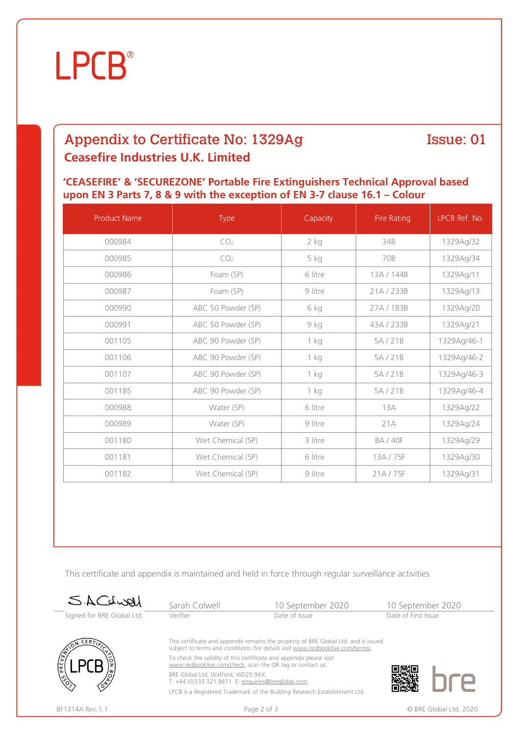# LPCB®

## Appendix to Certificate No: 1329Ag

**Issue: 01**

### Ceasefire Industries U.K. Limited

**'CEASEFIRE' & 'SECUREZONE' Portable Fire Extinguishers Technical Approval based upon EN 3 Parts 7, 8 & 9 with the exception of EN 3-7 clause 16.1 – Colour**

| Product Name | Type | Capacity | Fire Rating | LPCB Ref. No. |
|---|---|---|---|---|
| 000984 | $CO_2$ | 2 kg | 34B | 1329Ag/32 |
| 000985 | $CO_2$ | 5 kg | 70B | 1329Ag/34 |
| 000986 | Foam (SP) | 6 litre | 13A / 144B | 1329Ag/11 |
| 000987 | Foam (SP) | 9 litre | 21A / 233B | 1329Ag/13 |
| 000990 | ABC 50 Powder (SP) | 6 kg | 27A / 183B | 1329Ag/20 |
| 000991 | ABC 50 Powder (SP) | 9 kg | 43A / 233B | 1329Ag/21 |
| 001105 | ABC 90 Powder (SP) | 1 kg | 5A / 21B | 1329Ag/46-1 |
| 001106 | ABC 90 Powder (SP) | 1 kg | 5A / 21B | 1329Ag/46-2 |
| 001107 | ABC 90 Powder (SP) | 1 kg | 5A / 21B | 1329Ag/46-3 |
| 001185 | ABC 90 Powder (SP) | 1 kg | 5A / 21B | 1329Ag/46-4 |
| 000988 | Water (SP) | 6 litre | 13A | 1329Ag/22 |
| 000989 | Water (SP) | 9 litre | 21A | 1329Ag/24 |
| 001180 | Wet Chemical (SP) | 3 litre | 8A / 40F | 1329Ag/29 |
| 001181 | Wet Chemical (SP) | 6 litre | 13A / 75F | 1329Ag/30 |
| 001182 | Wet Chemical (SP) | 9 litre | 21A / 75F | 1329Ag/31 |

This certificate and appendix is maintained and held in force through regular surveillance activities

| Signed for BRE Global Ltd. | Sarah Colwell | 10 September 2020 | 10 September 2020 |
|---|---|---|---|
| | Verifier | Date of Issue | Date of First Issue |

This certificate and appendix remains the property of BRE Global Ltd. and is issued subject to terms and conditions (for details visit www.redbooklive.com/terms).

To check the validity of this certificate and appendix please visit www.redbooklive.com/check, scan the QR tag or contact us.

BRE Global Ltd, Watford, WD25 9XX
T: +44 (0)333 321 8811 E: enquiries@breglobal.com

LPCB is a Registered Trademark of the Building Research Establishment Ltd.

BF1314A Rev.1.1

© BRE Global Ltd, 2020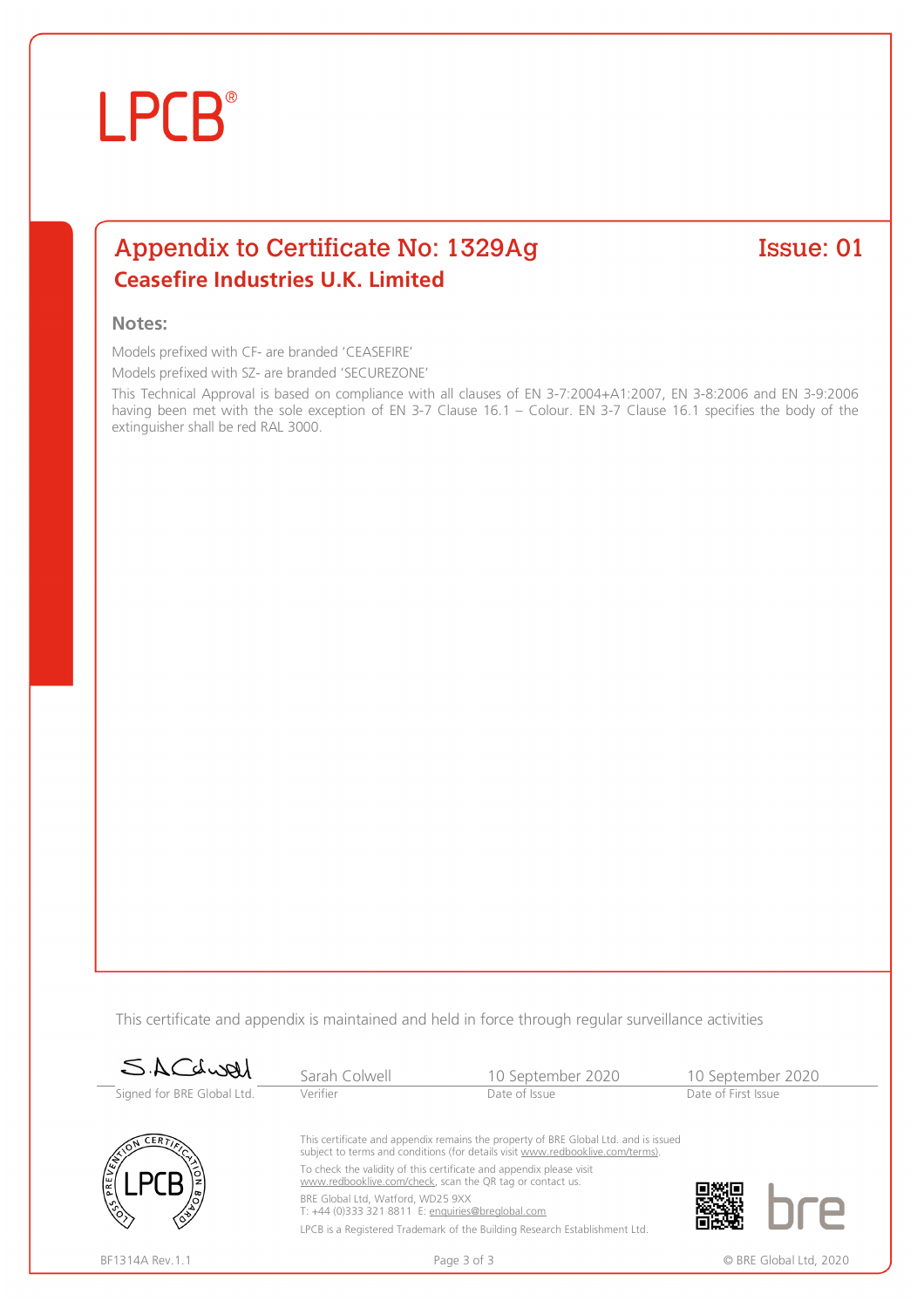LPCB®

## Appendix to Certificate No: 1329Ag

Issue: 01

### Ceasefire Industries U.K. Limited

**Notes:**

Models prefixed with CF- are branded 'CEASEFIRE'

Models prefixed with SZ- are branded 'SECUREZONE'

This Technical Approval is based on compliance with all clauses of EN 3-7:2004+A1:2007, EN 3-8:2006 and EN 3-9:2006 having been met with the sole exception of EN 3-7 Clause 16.1 – Colour. EN 3-7 Clause 16.1 specifies the body of the extinguisher shall be red RAL 3000.

This certificate and appendix is maintained and held in force through regular surveillance activities

| Signed for BRE Global Ltd. | Sarah Colwell<br>Verifier | 10 September 2020<br>Date of Issue | 10 September 2020<br>Date of First Issue |
|---|---|---|---|

This certificate and appendix remains the property of BRE Global Ltd. and is issued subject to terms and conditions (for details visit www.redbooklive.com/terms).

To check the validity of this certificate and appendix please visit www.redbooklive.com/check, scan the QR tag or contact us.

BRE Global Ltd, Watford, WD25 9XX
T: +44 (0)333 321 8811 E: enquiries@breglobal.com

LPCB is a Registered Trademark of the Building Research Establishment Ltd.

BF1314A Rev.1.1

© BRE Global Ltd, 2020